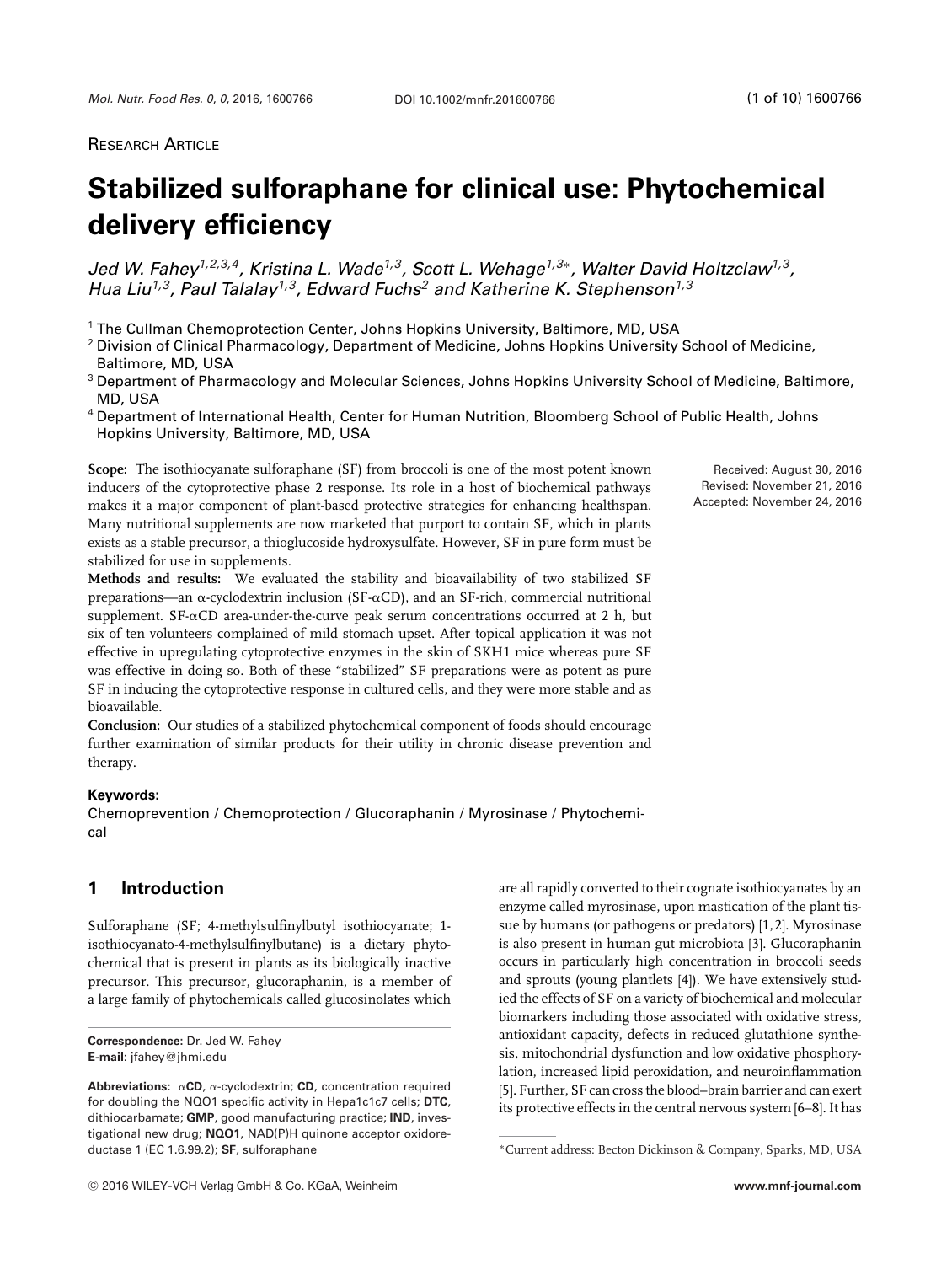Research Article

# Stabilized sulforaphane for clinical use: Phytochemical delivery efficiency

*Jed W. Fahey[1,2,3,4], Kristina L. Wade[1,3], Scott L. Wehage[1,3*], Walter David Holtzclaw[1,3], Hua Liu[1,3], Paul Talalay[1,3], Edward Fuchs[2] and Katherine K. Stephenson[1,3]*

[1] The Cullman Chemoprotection Center, Johns Hopkins University, Baltimore, MD, USA
[2] Division of Clinical Pharmacology, Department of Medicine, Johns Hopkins University School of Medicine, Baltimore, MD, USA
[3] Department of Pharmacology and Molecular Sciences, Johns Hopkins University School of Medicine, Baltimore, MD, USA
[4] Department of International Health, Center for Human Nutrition, Bloomberg School of Public Health, Johns Hopkins University, Baltimore, MD, USA

Received: August 30, 2016
Revised: November 21, 2016
Accepted: November 24, 2016

**Scope:** The isothiocyanate sulforaphane (SF) from broccoli is one of the most potent known inducers of the cytoprotective phase 2 response. Its role in a host of biochemical pathways makes it a major component of plant-based protective strategies for enhancing healthspan. Many nutritional supplements are now marketed that purport to contain SF, which in plants exists as a stable precursor, a thioglucoside hydroxysulfate. However, SF in pure form must be stabilized for use in supplements.

**Methods and results:** We evaluated the stability and bioavailability of two stabilized SF preparations—an α-cyclodextrin inclusion (SF-αCD), and an SF-rich, commercial nutritional supplement. SF-αCD area-under-the-curve peak serum concentrations occurred at 2 h, but six of ten volunteers complained of mild stomach upset. After topical application it was not effective in upregulating cytoprotective enzymes in the skin of SKH1 mice whereas pure SF was effective in doing so. Both of these "stabilized" SF preparations were as potent as pure SF in inducing the cytoprotective response in cultured cells, and they were more stable and as bioavailable.

**Conclusion:** Our studies of a stabilized phytochemical component of foods should encourage further examination of similar products for their utility in chronic disease prevention and therapy.

**Keywords:**

Chemoprevention / Chemoprotection / Glucoraphanin / Myrosinase / Phytochemical

## 1 Introduction

Sulforaphane (SF; 4-methylsulfinylbutyl isothiocyanate; 1-isothiocyanato-4-methylsulfinylbutane) is a dietary phytochemical that is present in plants as its biologically inactive precursor. This precursor, glucoraphanin, is a member of a large family of phytochemicals called glucosinolates which are all rapidly converted to their cognate isothiocyanates by an enzyme called myrosinase, upon mastication of the plant tissue by humans (or pathogens or predators) [1, 2]. Myrosinase is also present in human gut microbiota [3]. Glucoraphanin occurs in particularly high concentration in broccoli seeds and sprouts (young plantlets [4]). We have extensively studied the effects of SF on a variety of biochemical and molecular biomarkers including those associated with oxidative stress, antioxidant capacity, defects in reduced glutathione synthesis, mitochondrial dysfunction and low oxidative phosphorylation, increased lipid peroxidation, and neuroinflammation [5]. Further, SF can cross the blood–brain barrier and can exert its protective effects in the central nervous system [6–8]. It has

**Correspondence:** Dr. Jed W. Fahey
**E-mail:** jfahey@jhmi.edu

**Abbreviations:** **αCD**, α-cyclodextrin; **CD**, concentration required for doubling the NQO1 specific activity in Hepa1c1c7 cells; **DTC**, dithiocarbamate; **GMP**, good manufacturing practice; **IND**, investigational new drug; **NQO1**, NAD(P)H quinone acceptor oxidoreductase 1 (EC 1.6.99.2); **SF**, sulforaphane

*Current address: Becton Dickinson & Company, Sparks, MD, USA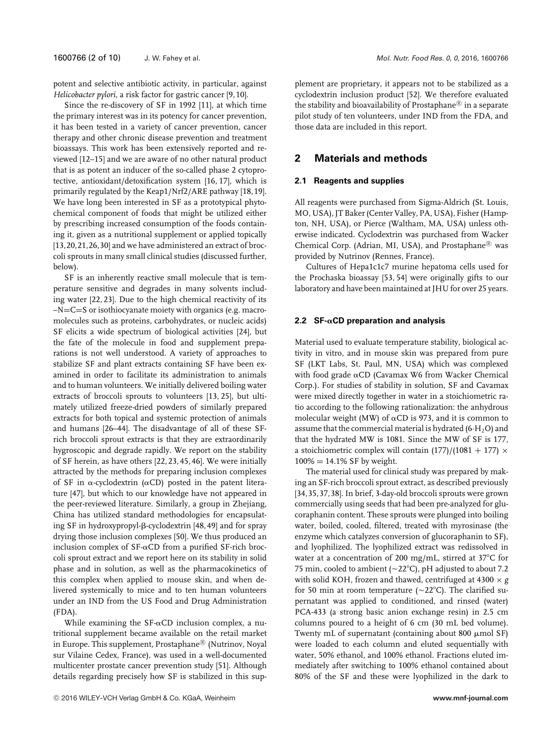potent and selective antibiotic activity, in particular, against *Helicobacter pylori*, a risk factor for gastric cancer [9, 10].

Since the re-discovery of SF in 1992 [11], at which time the primary interest was in its potency for cancer prevention, it has been tested in a variety of cancer prevention, cancer therapy and other chronic disease prevention and treatment bioassays. This work has been extensively reported and reviewed [12–15] and we are aware of no other natural product that is as potent an inducer of the so-called phase 2 cytoprotective, antioxidant/detoxification system [16, 17], which is primarily regulated by the Keap1/Nrf2/ARE pathway [18, 19]. We have long been interested in SF as a prototypical phytochemical component of foods that might be utilized either by prescribing increased consumption of the foods containing it, given as a nutritional supplement or applied topically [13, 20, 21, 26, 30] and we have administered an extract of broccoli sprouts in many small clinical studies (discussed further, below).

SF is an inherently reactive small molecule that is temperature sensitive and degrades in many solvents including water [22, 23]. Due to the high chemical reactivity of its –N=C=S or isothiocyanate moiety with organics (e.g. macromolecules such as proteins, carbohydrates, or nucleic acids) SF elicits a wide spectrum of biological activities [24], but the fate of the molecule in food and supplement preparations is not well understood. A variety of approaches to stabilize SF and plant extracts containing SF have been examined in order to facilitate its administration to animals and to human volunteers. We initially delivered boiling water extracts of broccoli sprouts to volunteers [13, 25], but ultimately utilized freeze-dried powders of similarly prepared extracts for both topical and systemic protection of animals and humans [26–44]. The disadvantage of all of these SF-rich broccoli sprout extracts is that they are extraordinarily hygroscopic and degrade rapidly. We report on the stability of SF herein, as have others [22, 23, 45, 46]. We were initially attracted by the methods for preparing inclusion complexes of SF in α-cyclodextrin (αCD) posted in the patent literature [47], but which to our knowledge have not appeared in the peer-reviewed literature. Similarly, a group in Zhejiang, China has utilized standard methodologies for encapsulating SF in hydroxypropyl-β-cyclodextrin [48, 49] and for spray drying those inclusion complexes [50]. We thus produced an inclusion complex of SF-αCD from a purified SF-rich broccoli sprout extract and we report here on its stability in solid phase and in solution, as well as the pharmacokinetics of this complex when applied to mouse skin, and when delivered systemically to mice and to ten human volunteers under an IND from the US Food and Drug Administration (FDA).

While examining the SF-αCD inclusion complex, a nutritional supplement became available on the retail market in Europe. This supplement, Prostaphane® (Nutrinov, Noyal sur Vilaine Cedex, France), was used in a well-documented multicenter prostate cancer prevention study [51]. Although details regarding precisely how SF is stabilized in this supplement are proprietary, it appears not to be stabilized as a cyclodextrin inclusion product [52]. We therefore evaluated the stability and bioavailability of Prostaphane® in a separate pilot study of ten volunteers, under IND from the FDA, and those data are included in this report.

## 2 Materials and methods

### 2.1 Reagents and supplies

All reagents were purchased from Sigma-Aldrich (St. Louis, MO, USA), JT Baker (Center Valley, PA, USA), Fisher (Hampton, NH, USA), or Pierce (Waltham, MA, USA) unless otherwise indicated. Cyclodextrin was purchased from Wacker Chemical Corp. (Adrian, MI, USA), and Prostaphane® was provided by Nutrinov (Rennes, France).

Cultures of Hepa1c1c7 murine hepatoma cells used for the Prochaska bioassay [53, 54] were originally gifts to our laboratory and have been maintained at JHU for over 25 years.

### 2.2 SF-αCD preparation and analysis

Material used to evaluate temperature stability, biological activity in vitro, and in mouse skin was prepared from pure SF (LKT Labs, St. Paul, MN, USA) which was complexed with food grade αCD (Cavamax W6 from Wacker Chemical Corp.). For studies of stability in solution, SF and Cavamax were mixed directly together in water in a stoichiometric ratio according to the following rationalization: the anhydrous molecular weight (MW) of αCD is 973, and it is common to assume that the commercial material is hydrated ($6{\cdot}H_2O$) and that the hydrated MW is 1081. Since the MW of SF is 177, a stoichiometric complex will contain $(177)/(1081 + 177) \times 100\% = 14.1\%$ SF by weight.

The material used for clinical study was prepared by making an SF-rich broccoli sprout extract, as described previously [34, 35, 37, 38]. In brief, 3-day-old broccoli sprouts were grown commercially using seeds that had been pre-analyzed for glucoraphanin content. These sprouts were plunged into boiling water, boiled, cooled, filtered, treated with myrosinase (the enzyme which catalyzes conversion of glucoraphanin to SF), and lyophilized. The lyophilized extract was redissolved in water at a concentration of 200 mg/mL, stirred at 37°C for 75 min, cooled to ambient (~22°C), pH adjusted to about 7.2 with solid KOH, frozen and thawed, centrifuged at 4300 × *g* for 50 min at room temperature (~22°C). The clarified supernatant was applied to conditioned, and rinsed (water) PCA-433 (a strong basic anion exchange resin) in 2.5 cm columns poured to a height of 6 cm (30 mL bed volume). Twenty mL of supernatant (containing about 800 μmol SF) were loaded to each column and eluted sequentially with water, 50% ethanol, and 100% ethanol. Fractions eluted immediately after switching to 100% ethanol contained about 80% of the SF and these were lyophilized in the dark to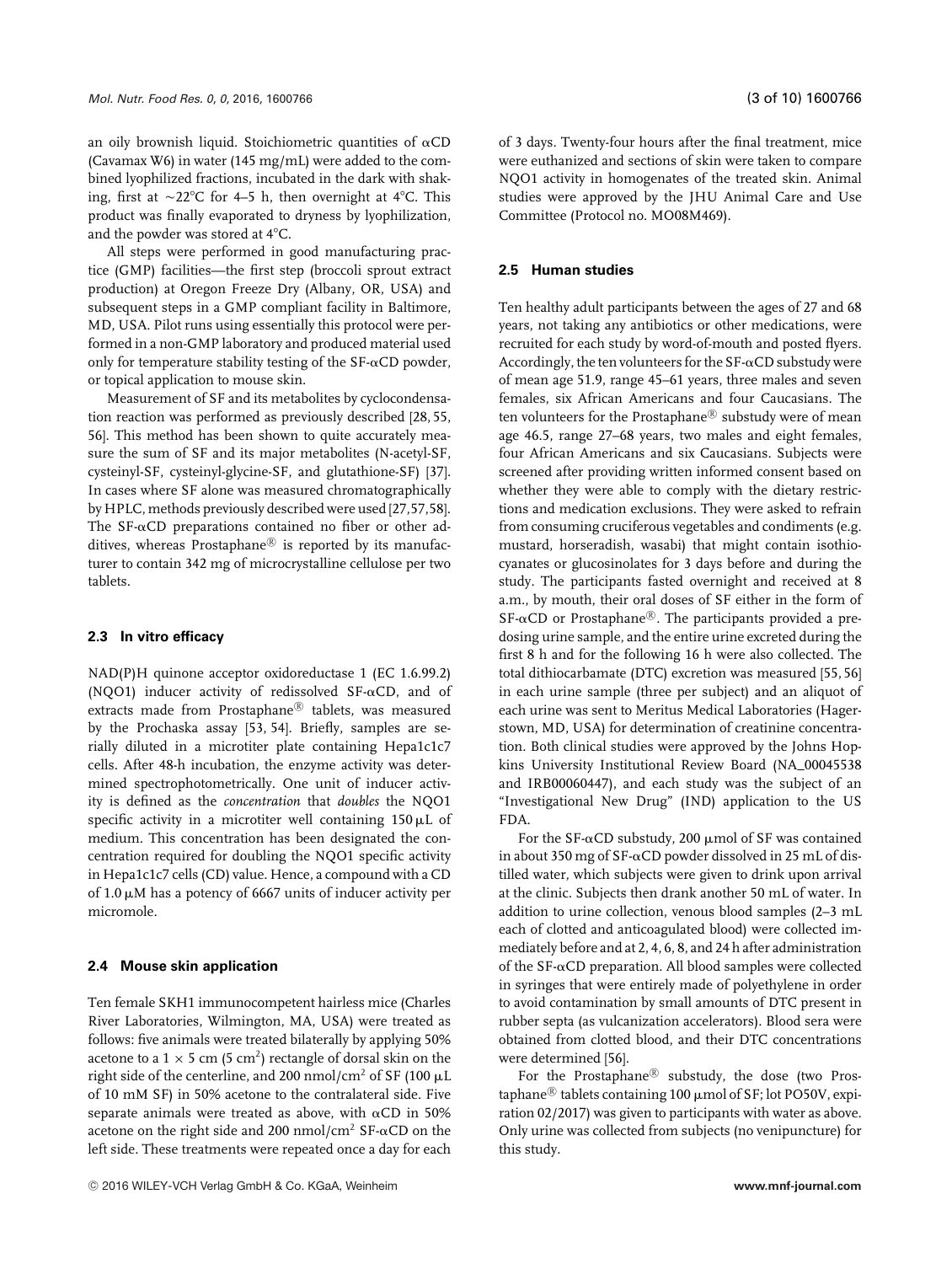an oily brownish liquid. Stoichiometric quantities of αCD (Cavamax W6) in water (145 mg/mL) were added to the combined lyophilized fractions, incubated in the dark with shaking, first at ~22°C for 4–5 h, then overnight at 4°C. This product was finally evaporated to dryness by lyophilization, and the powder was stored at 4°C.

All steps were performed in good manufacturing practice (GMP) facilities—the first step (broccoli sprout extract production) at Oregon Freeze Dry (Albany, OR, USA) and subsequent steps in a GMP compliant facility in Baltimore, MD, USA. Pilot runs using essentially this protocol were performed in a non-GMP laboratory and produced material used only for temperature stability testing of the SF-αCD powder, or topical application to mouse skin.

Measurement of SF and its metabolites by cyclocondensation reaction was performed as previously described [28, 55, 56]. This method has been shown to quite accurately measure the sum of SF and its major metabolites (N-acetyl-SF, cysteinyl-SF, cysteinyl-glycine-SF, and glutathione-SF) [37]. In cases where SF alone was measured chromatographically by HPLC, methods previously described were used [27, 57, 58]. The SF-αCD preparations contained no fiber or other additives, whereas Prostaphane® is reported by its manufacturer to contain 342 mg of microcrystalline cellulose per two tablets.

### 2.3 In vitro efficacy

NAD(P)H quinone acceptor oxidoreductase 1 (EC 1.6.99.2) (NQO1) inducer activity of redissolved SF-αCD, and of extracts made from Prostaphane® tablets, was measured by the Prochaska assay [53, 54]. Briefly, samples are serially diluted in a microtiter plate containing Hepa1c1c7 cells. After 48-h incubation, the enzyme activity was determined spectrophotometrically. One unit of inducer activity is defined as the *concentration* that *doubles* the NQO1 specific activity in a microtiter well containing 150 μL of medium. This concentration has been designated the concentration required for doubling the NQO1 specific activity in Hepa1c1c7 cells (CD) value. Hence, a compound with a CD of 1.0 μM has a potency of 6667 units of inducer activity per micromole.

### 2.4 Mouse skin application

Ten female SKH1 immunocompetent hairless mice (Charles River Laboratories, Wilmington, MA, USA) were treated as follows: five animals were treated bilaterally by applying 50% acetone to a 1 × 5 cm (5 $cm^2$) rectangle of dorsal skin on the right side of the centerline, and 200 nmol/$cm^2$ of SF (100 μL of 10 mM SF) in 50% acetone to the contralateral side. Five separate animals were treated as above, with αCD in 50% acetone on the right side and 200 nmol/$cm^2$ SF-αCD on the left side. These treatments were repeated once a day for each of 3 days. Twenty-four hours after the final treatment, mice were euthanized and sections of skin were taken to compare NQO1 activity in homogenates of the treated skin. Animal studies were approved by the JHU Animal Care and Use Committee (Protocol no. MO08M469).

### 2.5 Human studies

Ten healthy adult participants between the ages of 27 and 68 years, not taking any antibiotics or other medications, were recruited for each study by word-of-mouth and posted flyers. Accordingly, the ten volunteers for the SF-αCD substudy were of mean age 51.9, range 45–61 years, three males and seven females, six African Americans and four Caucasians. The ten volunteers for the Prostaphane® substudy were of mean age 46.5, range 27–68 years, two males and eight females, four African Americans and six Caucasians. Subjects were screened after providing written informed consent based on whether they were able to comply with the dietary restrictions and medication exclusions. They were asked to refrain from consuming cruciferous vegetables and condiments (e.g. mustard, horseradish, wasabi) that might contain isothiocyanates or glucosinolates for 3 days before and during the study. The participants fasted overnight and received at 8 a.m., by mouth, their oral doses of SF either in the form of SF-αCD or Prostaphane®. The participants provided a predosing urine sample, and the entire urine excreted during the first 8 h and for the following 16 h were also collected. The total dithiocarbamate (DTC) excretion was measured [55, 56] in each urine sample (three per subject) and an aliquot of each urine was sent to Meritus Medical Laboratories (Hagerstown, MD, USA) for determination of creatinine concentration. Both clinical studies were approved by the Johns Hopkins University Institutional Review Board (NA_00045538 and IRB00060447), and each study was the subject of an "Investigational New Drug" (IND) application to the US FDA.

For the SF-αCD substudy, 200 μmol of SF was contained in about 350 mg of SF-αCD powder dissolved in 25 mL of distilled water, which subjects were given to drink upon arrival at the clinic. Subjects then drank another 50 mL of water. In addition to urine collection, venous blood samples (2–3 mL each of clotted and anticoagulated blood) were collected immediately before and at 2, 4, 6, 8, and 24 h after administration of the SF-αCD preparation. All blood samples were collected in syringes that were entirely made of polyethylene in order to avoid contamination by small amounts of DTC present in rubber septa (as vulcanization accelerators). Blood sera were obtained from clotted blood, and their DTC concentrations were determined [56].

For the Prostaphane® substudy, the dose (two Prostaphane® tablets containing 100 μmol of SF; lot PO50V, expiration 02/2017) was given to participants with water as above. Only urine was collected from subjects (no venipuncture) for this study.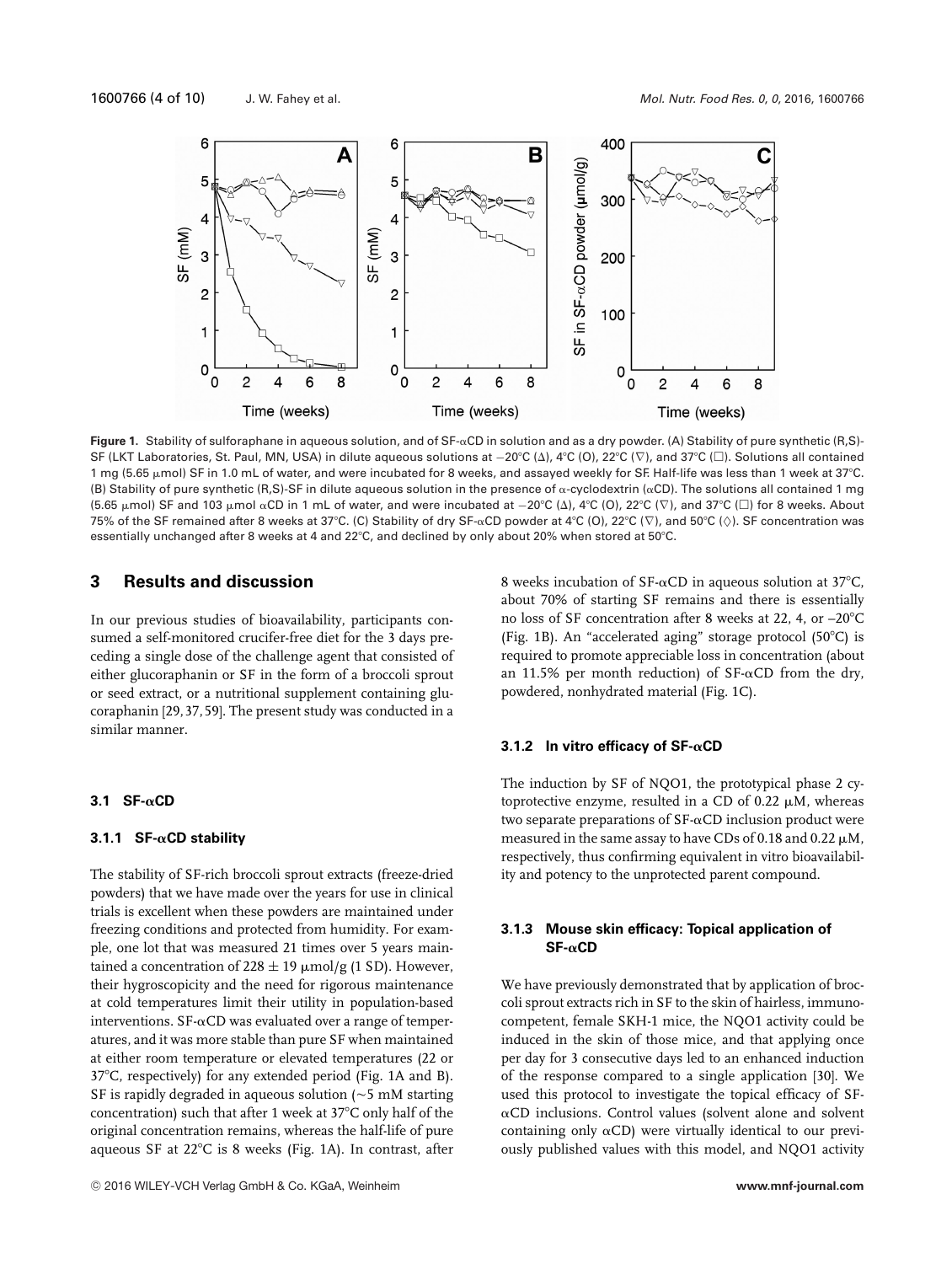**Figure 1.** Stability of sulforaphane in aqueous solution, and of SF-αCD in solution and as a dry powder. (A) Stability of pure synthetic (R,S)-SF (LKT Laboratories, St. Paul, MN, USA) in dilute aqueous solutions at −20°C (Δ), 4°C (O), 22°C (∇), and 37°C (□). Solutions all contained 1 mg (5.65 μmol) SF in 1.0 mL of water, and were incubated for 8 weeks, and assayed weekly for SF. Half-life was less than 1 week at 37°C. (B) Stability of pure synthetic (R,S)-SF in dilute aqueous solution in the presence of α-cyclodextrin (αCD). The solutions all contained 1 mg (5.65 μmol) SF and 103 μmol αCD in 1 mL of water, and were incubated at −20°C (Δ), 4°C (O), 22°C (∇), and 37°C (□) for 8 weeks. About 75% of the SF remained after 8 weeks at 37°C. (C) Stability of dry SF-αCD powder at 4°C (O), 22°C (∇), and 50°C (◊). SF concentration was essentially unchanged after 8 weeks at 4 and 22°C, and declined by only about 20% when stored at 50°C.

## 3 Results and discussion

In our previous studies of bioavailability, participants consumed a self-monitored crucifer-free diet for the 3 days preceding a single dose of the challenge agent that consisted of either glucoraphanin or SF in the form of a broccoli sprout or seed extract, or a nutritional supplement containing glucoraphanin [29, 37, 59]. The present study was conducted in a similar manner.

### 3.1 SF-αCD

#### 3.1.1 SF-αCD stability

The stability of SF-rich broccoli sprout extracts (freeze-dried powders) that we have made over the years for use in clinical trials is excellent when these powders are maintained under freezing conditions and protected from humidity. For example, one lot that was measured 21 times over 5 years maintained a concentration of $228 \pm 19$ μmol/g (1 SD). However, their hygroscopicity and the need for rigorous maintenance at cold temperatures limit their utility in population-based interventions. SF-αCD was evaluated over a range of temperatures, and it was more stable than pure SF when maintained at either room temperature or elevated temperatures (22 or 37°C, respectively) for any extended period (Fig. 1A and B). SF is rapidly degraded in aqueous solution (~5 mM starting concentration) such that after 1 week at 37°C only half of the original concentration remains, whereas the half-life of pure aqueous SF at 22°C is 8 weeks (Fig. 1A). In contrast, after 8 weeks incubation of SF-αCD in aqueous solution at 37°C, about 70% of starting SF remains and there is essentially no loss of SF concentration after 8 weeks at 22, 4, or –20°C (Fig. 1B). An "accelerated aging" storage protocol (50°C) is required to promote appreciable loss in concentration (about an 11.5% per month reduction) of SF-αCD from the dry, powdered, nonhydrated material (Fig. 1C).

#### 3.1.2 In vitro efficacy of SF-αCD

The induction by SF of NQO1, the prototypical phase 2 cytoprotective enzyme, resulted in a CD of 0.22 μM, whereas two separate preparations of SF-αCD inclusion product were measured in the same assay to have CDs of 0.18 and 0.22 μM, respectively, thus confirming equivalent in vitro bioavailability and potency to the unprotected parent compound.

#### 3.1.3 Mouse skin efficacy: Topical application of SF-αCD

We have previously demonstrated that by application of broccoli sprout extracts rich in SF to the skin of hairless, immunocompetent, female SKH-1 mice, the NQO1 activity could be induced in the skin of those mice, and that applying once per day for 3 consecutive days led to an enhanced induction of the response compared to a single application [30]. We used this protocol to investigate the topical efficacy of SF-αCD inclusions. Control values (solvent alone and solvent containing only αCD) were virtually identical to our previously published values with this model, and NQO1 activity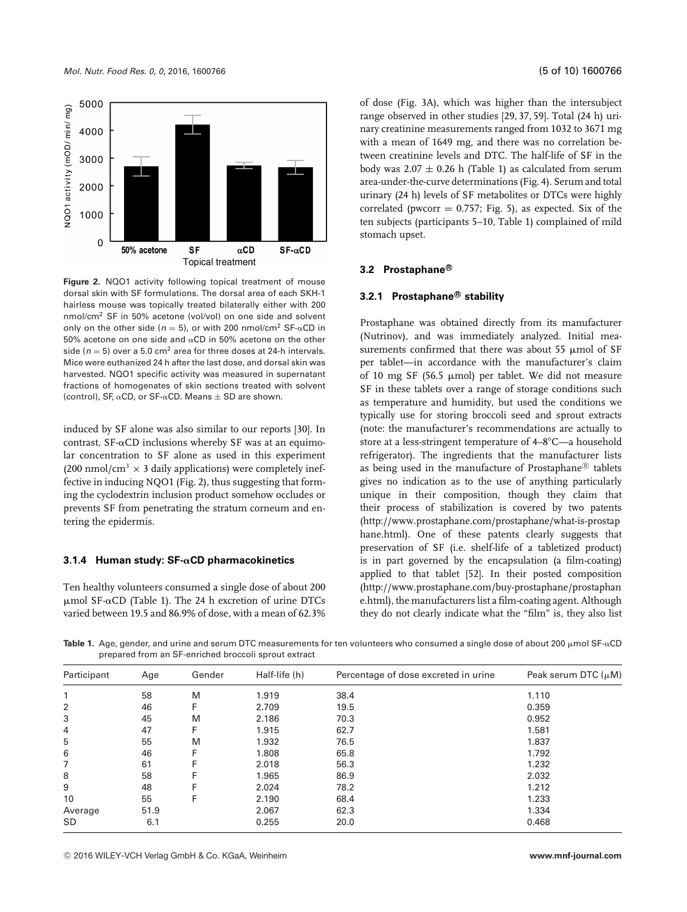Figure 2. NQO1 activity following topical treatment of mouse dorsal skin with SF formulations. The dorsal area of each SKH-1 hairless mouse was topically treated bilaterally either with 200 nmol/cm$^2$ SF in 50% acetone (vol/vol) on one side and solvent only on the other side ($n = 5$), or with 200 nmol/cm$^2$ SF-$\alpha$CD in 50% acetone on one side and $\alpha$CD in 50% acetone on the other side ($n = 5$) over a 5.0 cm$^2$ area for three doses at 24-h intervals. Mice were euthanized 24 h after the last dose, and dorsal skin was harvested. NQO1 specific activity was measured in supernatant fractions of homogenates of skin sections treated with solvent (control), SF, $\alpha$CD, or SF-$\alpha$CD. Means $\pm$ SD are shown.

induced by SF alone was also similar to our reports [30]. In contrast, SF-$\alpha$CD inclusions whereby SF was at an equimolar concentration to SF alone as used in this experiment (200 nmol/cm$^3$ $\times$ 3 daily applications) were completely ineffective in inducing NQO1 (Fig. 2), thus suggesting that forming the cyclodextrin inclusion product somehow occludes or prevents SF from penetrating the stratum corneum and entering the epidermis.

#### 3.1.4 Human study: SF-$\alpha$CD pharmacokinetics

Ten healthy volunteers consumed a single dose of about 200 $\mu$mol SF-$\alpha$CD (Table 1). The 24 h excretion of urine DTCs varied between 19.5 and 86.9% of dose, with a mean of 62.3% of dose (Fig. 3A), which was higher than the intersubject range observed in other studies [29, 37, 59]. Total (24 h) urinary creatinine measurements ranged from 1032 to 3671 mg with a mean of 1649 mg, and there was no correlation between creatinine levels and DTC. The half-life of SF in the body was 2.07 $\pm$ 0.26 h (Table 1) as calculated from serum area-under-the-curve determinations (Fig. 4). Serum and total urinary (24 h) levels of SF metabolites or DTCs were highly correlated (pwcorr = 0.757; Fig. 5), as expected. Six of the ten subjects (participants 5–10, Table 1) complained of mild stomach upset.

### 3.2 Prostaphane®

#### 3.2.1 Prostaphane® stability

Prostaphane was obtained directly from its manufacturer (Nutrinov), and was immediately analyzed. Initial measurements confirmed that there was about 55 $\mu$mol of SF per tablet—in accordance with the manufacturer's claim of 10 mg SF (56.5 $\mu$mol) per tablet. We did not measure SF in these tablets over a range of storage conditions such as temperature and humidity, but used the conditions we typically use for storing broccoli seed and sprout extracts (note: the manufacturer's recommendations are actually to store at a less-stringent temperature of 4–8°C—a household refrigerator). The ingredients that the manufacturer lists as being used in the manufacture of Prostaphane® tablets gives no indication as to the use of anything particularly unique in their composition, though they claim that their process of stabilization is covered by two patents (http://www.prostaphane.com/prostaphane/what-is-prostaphane.html). One of these patents clearly suggests that preservation of SF (i.e. shelf-life of a tabletized product) is in part governed by the encapsulation (a film-coating) applied to that tablet [52]. In their posted composition (http://www.prostaphane.com/buy-prostaphane/prostaphane.html), the manufacturers list a film-coating agent. Although they do not clearly indicate what the "film" is, they also list

Table 1. Age, gender, and urine and serum DTC measurements for ten volunteers who consumed a single dose of about 200 $\mu$mol SF-$\alpha$CD prepared from an SF-enriched broccoli sprout extract

| Participant | Age | Gender | Half-life (h) | Percentage of dose excreted in urine | Peak serum DTC ($\mu$M) |
|---|---|---|---|---|---|
| 1 | 58 | M | 1.919 | 38.4 | 1.110 |
| 2 | 46 | F | 2.709 | 19.5 | 0.359 |
| 3 | 45 | M | 2.186 | 70.3 | 0.952 |
| 4 | 47 | F | 1.915 | 62.7 | 1.581 |
| 5 | 55 | M | 1.932 | 76.5 | 1.837 |
| 6 | 46 | F | 1.808 | 65.8 | 1.792 |
| 7 | 61 | F | 2.018 | 56.3 | 1.232 |
| 8 | 58 | F | 1.965 | 86.9 | 2.032 |
| 9 | 48 | F | 2.024 | 78.2 | 1.212 |
| 10 | 55 | F | 2.190 | 68.4 | 1.233 |
| Average | 51.9 | | 2.067 | 62.3 | 1.334 |
| SD | 6.1 | | 0.255 | 20.0 | 0.468 |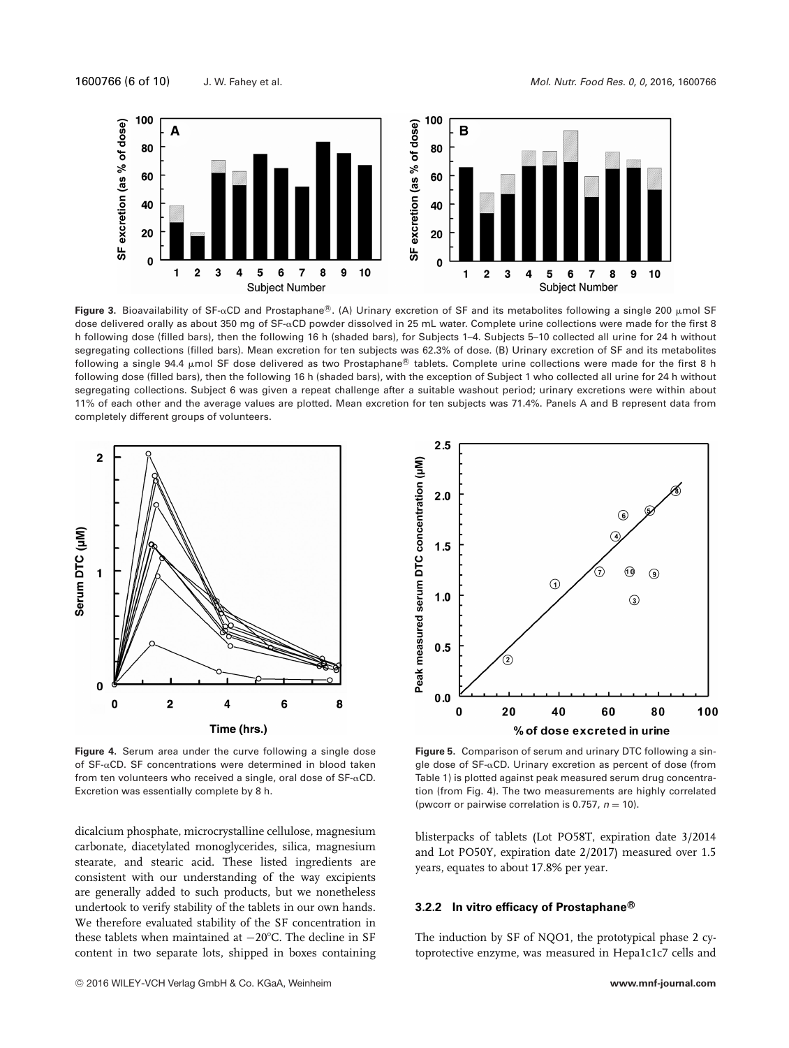**Figure 3.** Bioavailability of SF-αCD and Prostaphane®. (A) Urinary excretion of SF and its metabolites following a single 200 μmol SF dose delivered orally as about 350 mg of SF-αCD powder dissolved in 25 mL water. Complete urine collections were made for the first 8 h following dose (filled bars), then the following 16 h (shaded bars), for Subjects 1–4. Subjects 5–10 collected all urine for 24 h without segregating collections (filled bars). Mean excretion for ten subjects was 62.3% of dose. (B) Urinary excretion of SF and its metabolites following a single 94.4 μmol SF dose delivered as two Prostaphane® tablets. Complete urine collections were made for the first 8 h following dose (filled bars), then the following 16 h (shaded bars), with the exception of Subject 1 who collected all urine for 24 h without segregating collections. Subject 6 was given a repeat challenge after a suitable washout period; urinary excretions were within about 11% of each other and the average values are plotted. Mean excretion for ten subjects was 71.4%. Panels A and B represent data from completely different groups of volunteers.

**Figure 4.** Serum area under the curve following a single dose of SF-αCD. SF concentrations were determined in blood taken from ten volunteers who received a single, oral dose of SF-αCD. Excretion was essentially complete by 8 h.

**Figure 5.** Comparison of serum and urinary DTC following a single dose of SF-αCD. Urinary excretion as percent of dose (from Table 1) is plotted against peak measured serum drug concentration (from Fig. 4). The two measurements are highly correlated (pwcorr or pairwise correlation is 0.757, $n = 10$).

dicalcium phosphate, microcrystalline cellulose, magnesium carbonate, diacetylated monoglycerides, silica, magnesium stearate, and stearic acid. These listed ingredients are consistent with our understanding of the way excipients are generally added to such products, but we nonetheless undertook to verify stability of the tablets in our own hands. We therefore evaluated stability of the SF concentration in these tablets when maintained at −20°C. The decline in SF content in two separate lots, shipped in boxes containing blisterpacks of tablets (Lot PO58T, expiration date 3/2014 and Lot PO50Y, expiration date 2/2017) measured over 1.5 years, equates to about 17.8% per year.

### 3.2.2 In vitro efficacy of Prostaphane®

The induction by SF of NQO1, the prototypical phase 2 cytoprotective enzyme, was measured in Hepa1c1c7 cells and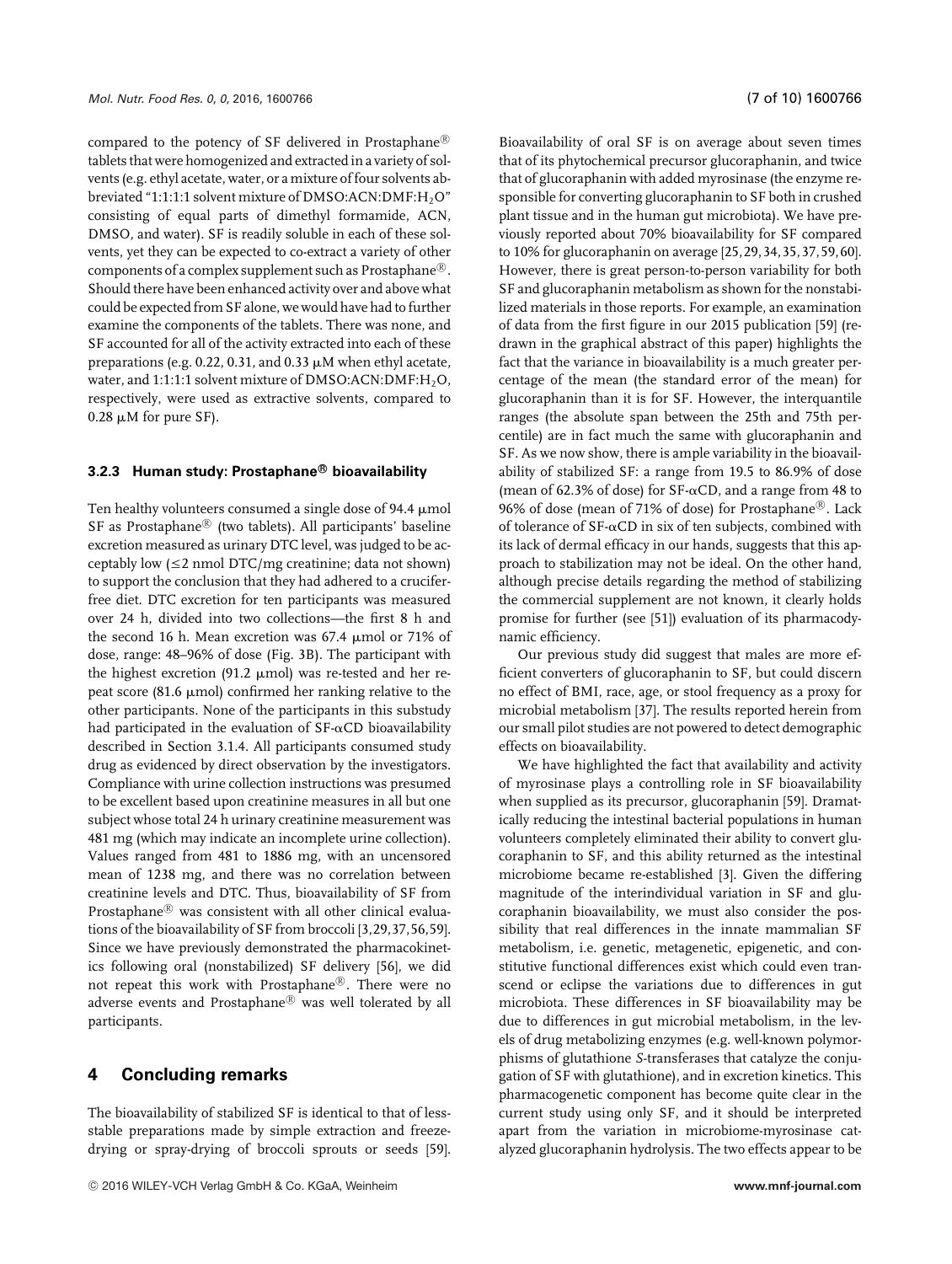compared to the potency of SF delivered in Prostaphane® tablets that were homogenized and extracted in a variety of solvents (e.g. ethyl acetate, water, or a mixture of four solvents abbreviated "1:1:1:1 solvent mixture of DMSO:ACN:DMF:$H_2O$" consisting of equal parts of dimethyl formamide, ACN, DMSO, and water). SF is readily soluble in each of these solvents, yet they can be expected to co-extract a variety of other components of a complex supplement such as Prostaphane®. Should there have been enhanced activity over and above what could be expected from SF alone, we would have had to further examine the components of the tablets. There was none, and SF accounted for all of the activity extracted into each of these preparations (e.g. 0.22, 0.31, and 0.33 μM when ethyl acetate, water, and 1:1:1:1 solvent mixture of DMSO:ACN:DMF:$H_2O$, respectively, were used as extractive solvents, compared to 0.28 μM for pure SF).

### 3.2.3 Human study: Prostaphane® bioavailability

Ten healthy volunteers consumed a single dose of 94.4 μmol SF as Prostaphane® (two tablets). All participants' baseline excretion measured as urinary DTC level, was judged to be acceptably low (≤2 nmol DTC/mg creatinine; data not shown) to support the conclusion that they had adhered to a crucifer-free diet. DTC excretion for ten participants was measured over 24 h, divided into two collections—the first 8 h and the second 16 h. Mean excretion was 67.4 μmol or 71% of dose, range: 48–96% of dose (Fig. 3B). The participant with the highest excretion (91.2 μmol) was re-tested and her repeat score (81.6 μmol) confirmed her ranking relative to the other participants. None of the participants in this substudy had participated in the evaluation of SF-αCD bioavailability described in Section 3.1.4. All participants consumed study drug as evidenced by direct observation by the investigators. Compliance with urine collection instructions was presumed to be excellent based upon creatinine measures in all but one subject whose total 24 h urinary creatinine measurement was 481 mg (which may indicate an incomplete urine collection). Values ranged from 481 to 1886 mg, with an uncensored mean of 1238 mg, and there was no correlation between creatinine levels and DTC. Thus, bioavailability of SF from Prostaphane® was consistent with all other clinical evaluations of the bioavailability of SF from broccoli [3,29,37,56,59]. Since we have previously demonstrated the pharmacokinetics following oral (nonstabilized) SF delivery [56], we did not repeat this work with Prostaphane®. There were no adverse events and Prostaphane® was well tolerated by all participants.

## 4 Concluding remarks

The bioavailability of stabilized SF is identical to that of less-stable preparations made by simple extraction and freeze-drying or spray-drying of broccoli sprouts or seeds [59]. Bioavailability of oral SF is on average about seven times that of its phytochemical precursor glucoraphanin, and twice that of glucoraphanin with added myrosinase (the enzyme responsible for converting glucoraphanin to SF both in crushed plant tissue and in the human gut microbiota). We have previously reported about 70% bioavailability for SF compared to 10% for glucoraphanin on average [25,29,34,35,37,59,60]. However, there is great person-to-person variability for both SF and glucoraphanin metabolism as shown for the nonstabilized materials in those reports. For example, an examination of data from the first figure in our 2015 publication [59] (redrawn in the graphical abstract of this paper) highlights the fact that the variance in bioavailability is a much greater percentage of the mean (the standard error of the mean) for glucoraphanin than it is for SF. However, the interquantile ranges (the absolute span between the 25th and 75th percentile) are in fact much the same with glucoraphanin and SF. As we now show, there is ample variability in the bioavailability of stabilized SF: a range from 19.5 to 86.9% of dose (mean of 62.3% of dose) for SF-αCD, and a range from 48 to 96% of dose (mean of 71% of dose) for Prostaphane®. Lack of tolerance of SF-αCD in six of ten subjects, combined with its lack of dermal efficacy in our hands, suggests that this approach to stabilization may not be ideal. On the other hand, although precise details regarding the method of stabilizing the commercial supplement are not known, it clearly holds promise for further (see [51]) evaluation of its pharmacodynamic efficiency.

Our previous study did suggest that males are more efficient converters of glucoraphanin to SF, but could discern no effect of BMI, race, age, or stool frequency as a proxy for microbial metabolism [37]. The results reported herein from our small pilot studies are not powered to detect demographic effects on bioavailability.

We have highlighted the fact that availability and activity of myrosinase plays a controlling role in SF bioavailability when supplied as its precursor, glucoraphanin [59]. Dramatically reducing the intestinal bacterial populations in human volunteers completely eliminated their ability to convert glucoraphanin to SF, and this ability returned as the intestinal microbiome became re-established [3]. Given the differing magnitude of the interindividual variation in SF and glucoraphanin bioavailability, we must also consider the possibility that real differences in the innate mammalian SF metabolism, i.e. genetic, metagenetic, epigenetic, and constitutive functional differences exist which could even transcend or eclipse the variations due to differences in gut microbiota. These differences in SF bioavailability may be due to differences in gut microbial metabolism, in the levels of drug metabolizing enzymes (e.g. well-known polymorphisms of glutathione *S*-transferases that catalyze the conjugation of SF with glutathione), and in excretion kinetics. This pharmacogenetic component has become quite clear in the current study using only SF, and it should be interpreted apart from the variation in microbiome-myrosinase catalyzed glucoraphanin hydrolysis. The two effects appear to be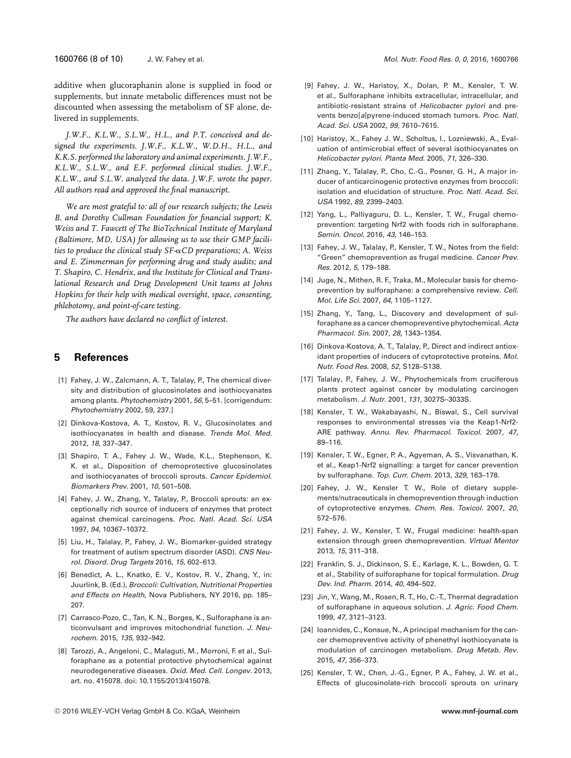additive when glucoraphanin alone is supplied in food or supplements, but innate metabolic differences must not be discounted when assessing the metabolism of SF alone, delivered in supplements.

*J.W.F., K.L.W., S.L.W., H.L., and P.T. conceived and designed the experiments. J.W.F., K.L.W., W.D.H., H.L., and K.K.S. performed the laboratory and animal experiments. J.W.F., K.L.W., S.L.W., and E.F. performed clinical studies. J.W.F., K.L.W., and S.L.W. analyzed the data. J.W.F. wrote the paper. All authors read and approved the final manuscript.*

*We are most grateful to: all of our research subjects; the Lewis B. and Dorothy Cullman Foundation for financial support; K. Weiss and T. Fawcett of The BioTechnical Institute of Maryland (Baltimore, MD, USA) for allowing us to use their GMP facilities to produce the clinical study SF-αCD preparations; A. Weiss and E. Zimmerman for performing drug and study audits; and T. Shapiro, C. Hendrix, and the Institute for Clinical and Translational Research and Drug Development Unit teams at Johns Hopkins for their help with medical oversight, space, consenting, phlebotomy, and point-of-care testing.*

*The authors have declared no conflict of interest.*

## 5 References

[1] Fahey, J. W., Zalcmann, A. T., Talalay, P., The chemical diversity and distribution of glucosinolates and isothiocyanates among plants. *Phytochemistry* 2001, *56*, 5–51. [corrigendum: *Phytochemistry* 2002, 59, 237.]

[2] Dinkova-Kostova, A. T., Kostov, R. V., Glucosinolates and isothiocyanates in health and disease. *Trends Mol. Med.* 2012, *18*, 337–347.

[3] Shapiro, T. A., Fahey J. W., Wade, K.L., Stephenson, K. K. et al., Disposition of chemoprotective glucosinolates and isothiocyanates of broccoli sprouts. *Cancer Epidemiol. Biomarkers Prev.* 2001, *10*, 501–508.

[4] Fahey, J. W., Zhang, Y., Talalay, P., Broccoli sprouts: an exceptionally rich source of inducers of enzymes that protect against chemical carcinogens. *Proc. Natl. Acad. Sci. USA* 1997, *94*, 10367–10372.

[5] Liu, H., Talalay, P., Fahey, J. W., Biomarker-guided strategy for treatment of autism spectrum disorder (ASD). *CNS Neurol. Disord. Drug Targets* 2016, *15*, 602–613.

[6] Benedict, A. L., Knatko, E. V., Kostov, R. V., Zhang, Y., in: Juurlink, B. (Ed.), *Broccoli: Cultivation, Nutritional Properties and Effects on Health*, Nova Publishers, NY 2016, pp. 185–207.

[7] Carrasco-Pozo, C., Tan, K. N., Borges, K., Sulforaphane is anticonvulsant and improves mitochondrial function. *J. Neurochem.* 2015, *135*, 932–942.

[8] Tarozzi, A., Angeloni, C., Malaguti, M., Morroni, F. et al., Sulforaphane as a potential protective phytochemical against neurodegenerative diseases. *Oxid. Med. Cell. Longev.* 2013, art. no. 415078. doi: 10.1155/2013/415078.

[9] Fahey, J. W., Haristoy, X., Dolan, P. M., Kensler, T. W. et al., Sulforaphane inhibits extracellular, intracellular, and antibiotic-resistant strains of *Helicobacter pylori* and prevents benzo[*a*]pyrene-induced stomach tumors. *Proc. Natl. Acad. Sci. USA* 2002, *99*, 7610–7615.

[10] Haristoy, X., Fahey J. W., Scholtus, I., Lozniewski, A., Evaluation of antimicrobial effect of several isothiocyanates on *Helicobacter pylori*. *Planta Med.* 2005, *71*, 326–330.

[11] Zhang, Y., Talalay, P., Cho, C.-G., Posner, G. H., A major inducer of anticarcinogenic protective enzymes from broccoli: isolation and elucidation of structure. *Proc. Natl. Acad. Sci. USA* 1992, *89*, 2399–2403.

[12] Yang, L., Palliyaguru, D. L., Kensler, T. W., Frugal chemoprevention: targeting Nrf2 with foods rich in sulforaphane. *Semin. Oncol.* 2016, *43*, 146–153.

[13] Fahey, J. W., Talalay, P., Kensler, T. W., Notes from the field: "Green" chemoprevention as frugal medicine. *Cancer Prev. Res.* 2012, *5*, 179–188.

[14] Juge, N., Mithen, R. F., Traka, M., Molecular basis for chemoprevention by sulforaphane: a comprehensive review. *Cell. Mol. Life Sci.* 2007, *64*, 1105–1127.

[15] Zhang, Y., Tang, L., Discovery and development of sulforaphane as a cancer chemopreventive phytochemical. *Acta Pharmacol. Sin.* 2007, *28*, 1343–1354.

[16] Dinkova-Kostova, A. T., Talalay, P., Direct and indirect antioxidant properties of inducers of cytoprotective proteins. *Mol. Nutr. Food Res.* 2008, *52*, S128–S138.

[17] Talalay, P., Fahey, J. W., Phytochemicals from cruciferous plants protect against cancer by modulating carcinogen metabolism. *J. Nutr.* 2001, *131*, 3027S–3033S.

[18] Kensler, T. W., Wakabayashi, N., Biswal, S., Cell survival responses to environmental stresses via the Keap1-Nrf2-ARE pathway. *Annu. Rev. Pharmacol. Toxicol.* 2007, *47*, 89–116.

[19] Kensler, T. W., Egner, P. A., Agyeman, A. S., Visvanathan, K. et al., Keap1-Nrf2 signalling: a target for cancer prevention by sulforaphane. *Top. Curr. Chem.* 2013, *329*, 163–178.

[20] Fahey, J. W., Kensler T. W., Role of dietary supplements/nutraceuticals in chemoprevention through induction of cytoprotective enzymes. *Chem. Res. Toxicol.* 2007, *20*, 572–576.

[21] Fahey, J. W., Kensler, T. W., Frugal medicine: health-span extension through green chemoprevention. *Virtual Mentor* 2013, *15*, 311–318.

[22] Franklin, S. J., Dickinson, S. E., Karlage, K. L., Bowden, G. T. et al., Stability of sulforaphane for topical formulation. *Drug Dev. Ind. Pharm.* 2014, *40*, 494–502.

[23] Jin, Y., Wang, M., Rosen, R. T., Ho, C.-T., Thermal degradation of sulforaphane in aqueous solution. *J. Agric. Food Chem.* 1999, *47*, 3121–3123.

[24] Ioannides, C., Konsue, N., A principal mechanism for the cancer chemopreventive activity of phenethyl isothiocyanate is modulation of carcinogen metabolism. *Drug Metab. Rev.* 2015, *47*, 356–373.

[25] Kensler, T. W., Chen, J.-G., Egner, P. A., Fahey, J. W. et al., Effects of glucosinolate-rich broccoli sprouts on urinary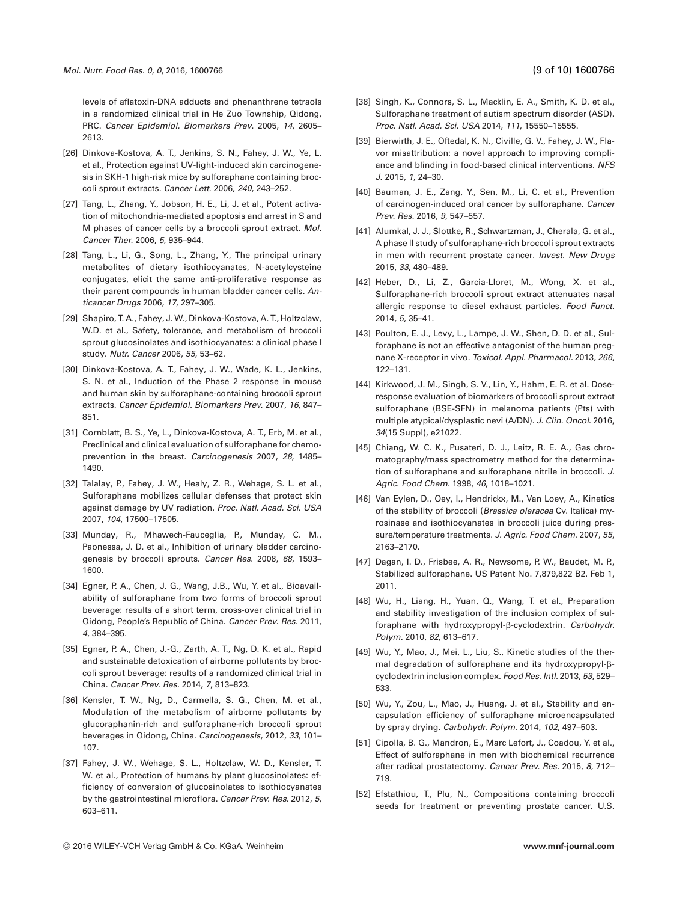levels of aflatoxin-DNA adducts and phenanthrene tetraols in a randomized clinical trial in He Zuo Township, Qidong, PRC. *Cancer Epidemiol. Biomarkers Prev*. 2005, *14*, 2605–2613.

[26] Dinkova-Kostova, A. T., Jenkins, S. N., Fahey, J. W., Ye, L. et al., Protection against UV-light-induced skin carcinogenesis in SKH-1 high-risk mice by sulforaphane containing broccoli sprout extracts. *Cancer Lett.* 2006, *240*, 243–252.

[27] Tang, L., Zhang, Y., Jobson, H. E., Li, J. et al., Potent activation of mitochondria-mediated apoptosis and arrest in S and M phases of cancer cells by a broccoli sprout extract. *Mol. Cancer Ther.* 2006, *5*, 935–944.

[28] Tang, L., Li, G., Song, L., Zhang, Y., The principal urinary metabolites of dietary isothiocyanates, N-acetylcysteine conjugates, elicit the same anti-proliferative response as their parent compounds in human bladder cancer cells. *Anticancer Drugs* 2006, *17*, 297–305.

[29] Shapiro, T. A., Fahey, J. W., Dinkova-Kostova, A. T., Holtzclaw, W.D. et al., Safety, tolerance, and metabolism of broccoli sprout glucosinolates and isothiocyanates: a clinical phase I study. *Nutr. Cancer* 2006, *55*, 53–62.

[30] Dinkova-Kostova, A. T., Fahey, J. W., Wade, K. L., Jenkins, S. N. et al., Induction of the Phase 2 response in mouse and human skin by sulforaphane-containing broccoli sprout extracts. *Cancer Epidemiol. Biomarkers Prev.* 2007, *16*, 847–851.

[31] Cornblatt, B. S., Ye, L., Dinkova-Kostova, A. T., Erb, M. et al., Preclinical and clinical evaluation of sulforaphane for chemoprevention in the breast. *Carcinogenesis* 2007, *28*, 1485–1490.

[32] Talalay, P., Fahey, J. W., Healy, Z. R., Wehage, S. L. et al., Sulforaphane mobilizes cellular defenses that protect skin against damage by UV radiation. *Proc. Natl. Acad. Sci. USA* 2007, *104*, 17500–17505.

[33] Munday, R., Mhawech-Fauceglia, P., Munday, C. M., Paonessa, J. D. et al., Inhibition of urinary bladder carcinogenesis by broccoli sprouts. *Cancer Res.* 2008, *68*, 1593–1600.

[34] Egner, P. A., Chen, J. G., Wang, J.B., Wu, Y. et al., Bioavailability of sulforaphane from two forms of broccoli sprout beverage: results of a short term, cross-over clinical trial in Qidong, People's Republic of China. *Cancer Prev. Res.* 2011, *4*, 384–395.

[35] Egner, P. A., Chen, J.-G., Zarth, A. T., Ng, D. K. et al., Rapid and sustainable detoxication of airborne pollutants by broccoli sprout beverage: results of a randomized clinical trial in China. *Cancer Prev. Res.* 2014, *7*, 813–823.

[36] Kensler, T. W., Ng, D., Carmella, S. G., Chen, M. et al., Modulation of the metabolism of airborne pollutants by glucoraphanin-rich and sulforaphane-rich broccoli sprout beverages in Qidong, China. *Carcinogenesis*, 2012, *33*, 101–107.

[37] Fahey, J. W., Wehage, S. L., Holtzclaw, W. D., Kensler, T. W. et al., Protection of humans by plant glucosinolates: efficiency of conversion of glucosinolates to isothiocyanates by the gastrointestinal microflora. *Cancer Prev. Res.* 2012, *5*, 603–611.

[38] Singh, K., Connors, S. L., Macklin, E. A., Smith, K. D. et al., Sulforaphane treatment of autism spectrum disorder (ASD). *Proc. Natl. Acad. Sci. USA* 2014, *111*, 15550–15555.

[39] Bierwirth, J. E., Oftedal, K. N., Civille, G. V., Fahey, J. W., Flavor misattribution: a novel approach to improving compliance and blinding in food-based clinical interventions. *NFS J.* 2015, *1*, 24–30.

[40] Bauman, J. E., Zang, Y., Sen, M., Li, C. et al., Prevention of carcinogen-induced oral cancer by sulforaphane. *Cancer Prev. Res.* 2016, *9*, 547–557.

[41] Alumkal, J. J., Slottke, R., Schwartzman, J., Cherala, G. et al., A phase II study of sulforaphane-rich broccoli sprout extracts in men with recurrent prostate cancer. *Invest. New Drugs* 2015, *33*, 480–489.

[42] Heber, D., Li, Z., Garcia-Lloret, M., Wong, X. et al., Sulforaphane-rich broccoli sprout extract attenuates nasal allergic response to diesel exhaust particles. *Food Funct.* 2014, *5*, 35–41.

[43] Poulton, E. J., Levy, L., Lampe, J. W., Shen, D. D. et al., Sulforaphane is not an effective antagonist of the human pregnane X-receptor in vivo. *Toxicol. Appl. Pharmacol.* 2013, *266*, 122–131.

[44] Kirkwood, J. M., Singh, S. V., Lin, Y., Hahm, E. R. et al. Dose-response evaluation of biomarkers of broccoli sprout extract sulforaphane (BSE-SFN) in melanoma patients (Pts) with multiple atypical/dysplastic nevi (A/DN). *J. Clin. Oncol.* 2016, *34*(15 Suppl), e21022.

[45] Chiang, W. C. K., Pusateri, D. J., Leitz, R. E. A., Gas chromatography/mass spectrometry method for the determination of sulforaphane and sulforaphane nitrile in broccoli. *J. Agric. Food Chem.* 1998, *46*, 1018–1021.

[46] Van Eylen, D., Oey, I., Hendrickx, M., Van Loey, A., Kinetics of the stability of broccoli (*Brassica oleracea* Cv. Italica) myrosinase and isothiocyanates in broccoli juice during pressure/temperature treatments. *J. Agric. Food Chem.* 2007, *55*, 2163–2170.

[47] Dagan, I. D., Frisbee, A. R., Newsome, P. W., Baudet, M. P., Stabilized sulforaphane. US Patent No. 7,879,822 B2. Feb 1, 2011.

[48] Wu, H., Liang, H., Yuan, Q., Wang, T. et al., Preparation and stability investigation of the inclusion complex of sulforaphane with hydroxypropyl-β-cyclodextrin. *Carbohydr. Polym.* 2010, *82*, 613–617.

[49] Wu, Y., Mao, J., Mei, L., Liu, S., Kinetic studies of the thermal degradation of sulforaphane and its hydroxypropyl-β-cyclodextrin inclusion complex. *Food Res. Intl.* 2013, *53*, 529–533.

[50] Wu, Y., Zou, L., Mao, J., Huang, J. et al., Stability and encapsulation efficiency of sulforaphane microencapsulated by spray drying. *Carbohydr. Polym.* 2014, *102*, 497–503.

[51] Cipolla, B. G., Mandron, E., Marc Lefort, J., Coadou, Y. et al., Effect of sulforaphane in men with biochemical recurrence after radical prostatectomy. *Cancer Prev. Res.* 2015, *8*, 712–719.

[52] Efstathiou, T., Plu, N., Compositions containing broccoli seeds for treatment or preventing prostate cancer. U.S.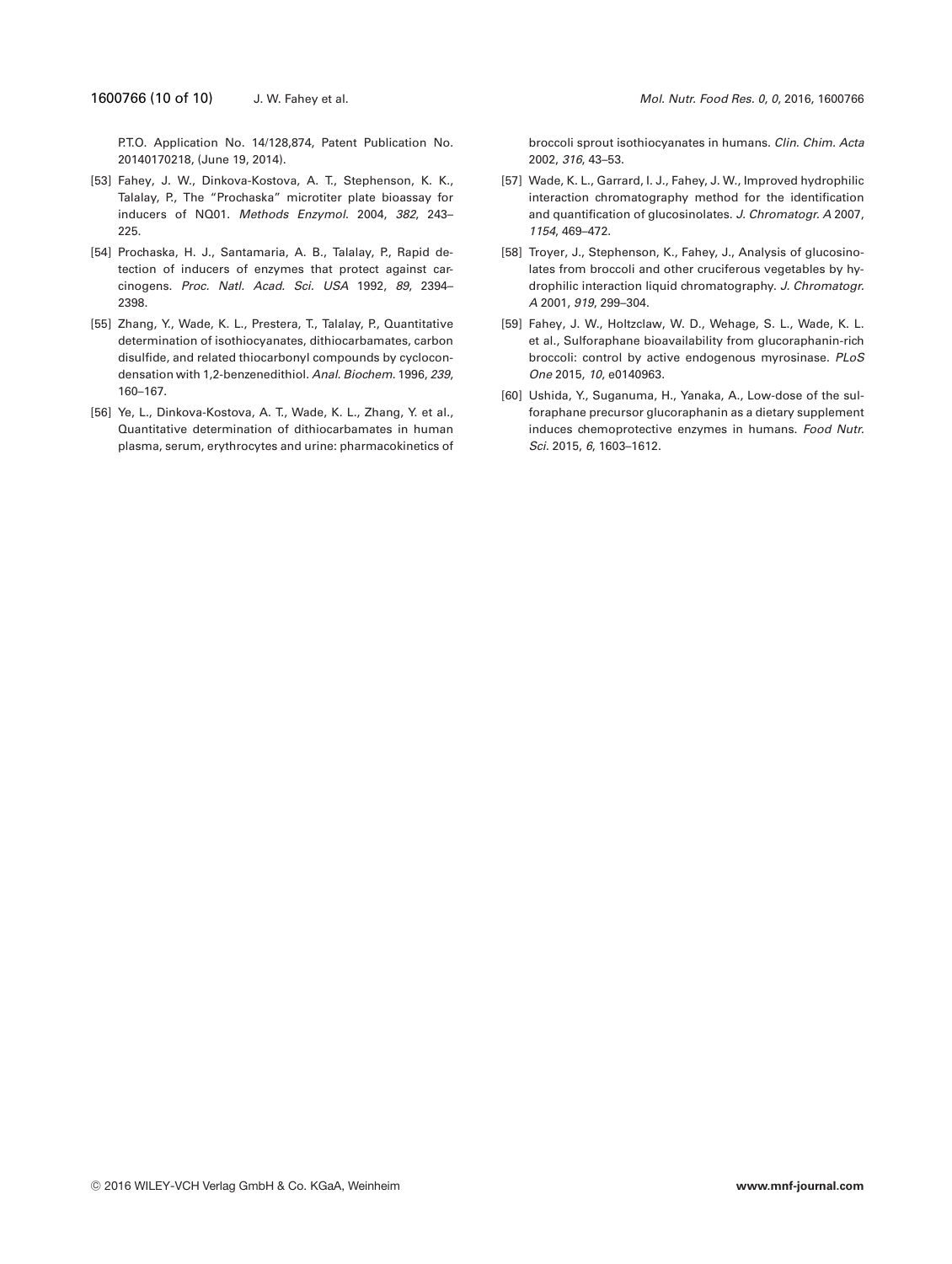P.T.O. Application No. 14/128,874, Patent Publication No. 20140170218, (June 19, 2014).

[53] Fahey, J. W., Dinkova-Kostova, A. T., Stephenson, K. K., Talalay, P., The "Prochaska" microtiter plate bioassay for inducers of NQ01. *Methods Enzymol.* 2004, *382*, 243–225.

[54] Prochaska, H. J., Santamaria, A. B., Talalay, P., Rapid detection of inducers of enzymes that protect against carcinogens. *Proc. Natl. Acad. Sci. USA* 1992, *89*, 2394–2398.

[55] Zhang, Y., Wade, K. L., Prestera, T., Talalay, P., Quantitative determination of isothiocyanates, dithiocarbamates, carbon disulfide, and related thiocarbonyl compounds by cyclocondensation with 1,2-benzenedithiol. *Anal. Biochem.* 1996, *239*, 160–167.

[56] Ye, L., Dinkova-Kostova, A. T., Wade, K. L., Zhang, Y. et al., Quantitative determination of dithiocarbamates in human plasma, serum, erythrocytes and urine: pharmacokinetics of broccoli sprout isothiocyanates in humans. *Clin. Chim. Acta* 2002, *316*, 43–53.

[57] Wade, K. L., Garrard, I. J., Fahey, J. W., Improved hydrophilic interaction chromatography method for the identification and quantification of glucosinolates. *J. Chromatogr. A* 2007, *1154*, 469–472.

[58] Troyer, J., Stephenson, K., Fahey, J., Analysis of glucosinolates from broccoli and other cruciferous vegetables by hydrophilic interaction liquid chromatography. *J. Chromatogr. A* 2001, *919*, 299–304.

[59] Fahey, J. W., Holtzclaw, W. D., Wehage, S. L., Wade, K. L. et al., Sulforaphane bioavailability from glucoraphanin-rich broccoli: control by active endogenous myrosinase. *PLoS One* 2015, *10*, e0140963.

[60] Ushida, Y., Suganuma, H., Yanaka, A., Low-dose of the sulforaphane precursor glucoraphanin as a dietary supplement induces chemoprotective enzymes in humans. *Food Nutr. Sci.* 2015, *6*, 1603–1612.